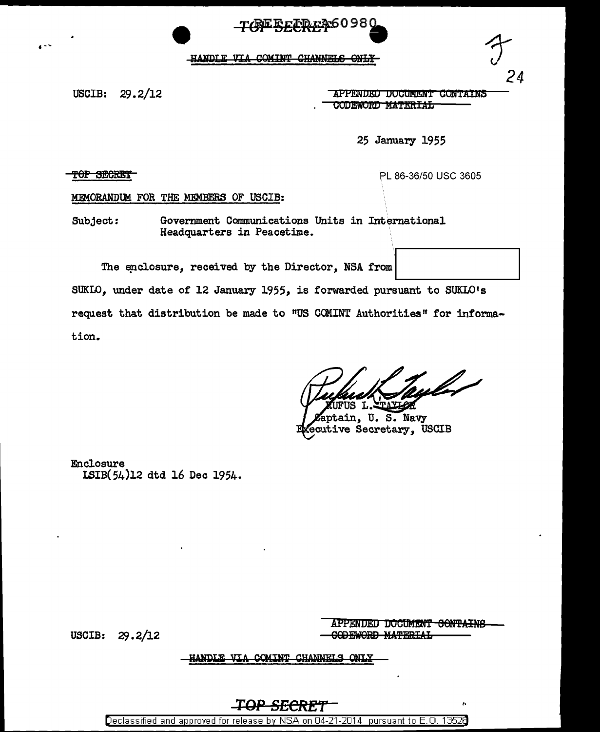TOP SECRET REF ID:A60980

HANDLE VIA COMINT CHANNELS ONLY

USCIB: 29.2/12

APPENDED DOCUMENT CONTAINS CODEWORD MATERIAL

25 January 1955

TOP SECRET

PL 86-36/50 USC 3605

MEMORANDUM FOR THE MEMBERS OF USCIB:

Subject: Government Communications Units in International Headquarters in Peacetime.

The enclosure, received by the Director, NSA from [REDACTED] SUKLO, under date of 12 January 1955, is forwarded pursuant to SUKLO's request that distribution be made to "US COMINT Authorities" for information.

RUFUS L. TAYLOR
Captain, U. S. Navy
Executive Secretary, USCIB

Enclosure
LSIB(54)12 dtd 16 Dec 1954.

USCIB: 29.2/12

APPENDED DOCUMENT CONTAINS CODEWORD MATERIAL

HANDLE VIA COMINT CHANNELS ONLY

TOP SECRET

Declassified and approved for release by NSA on 04-21-2014 pursuant to E.O. 13526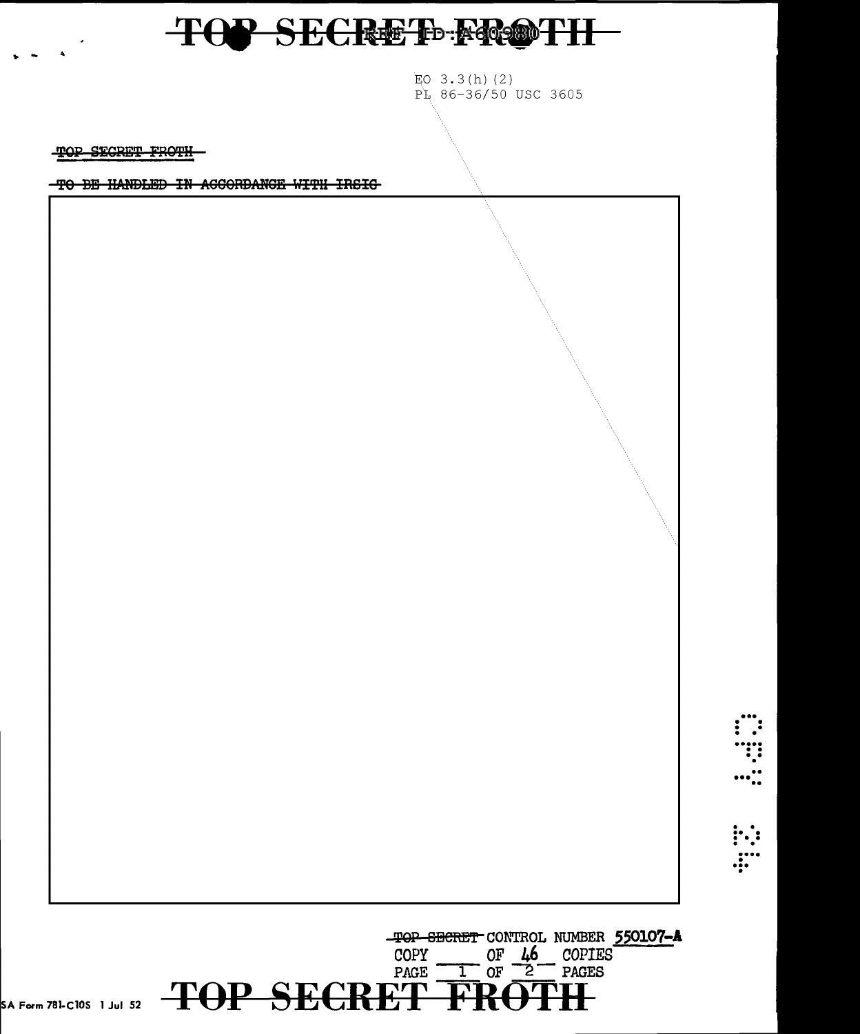EO 3.3(h)(2)
PL 86-36/50 USC 3605

~~TOP SECRET FROTH~~

~~TO BE HANDLED IN ACCORDANCE WITH IRSIG~~

~~TOP SECRET~~ CONTROL NUMBER 550107-A
COPY \_\_\_\_ OF 46 COPIES
PAGE 1 OF 2 PAGES

SA Form 781-C10S 1 Jul 52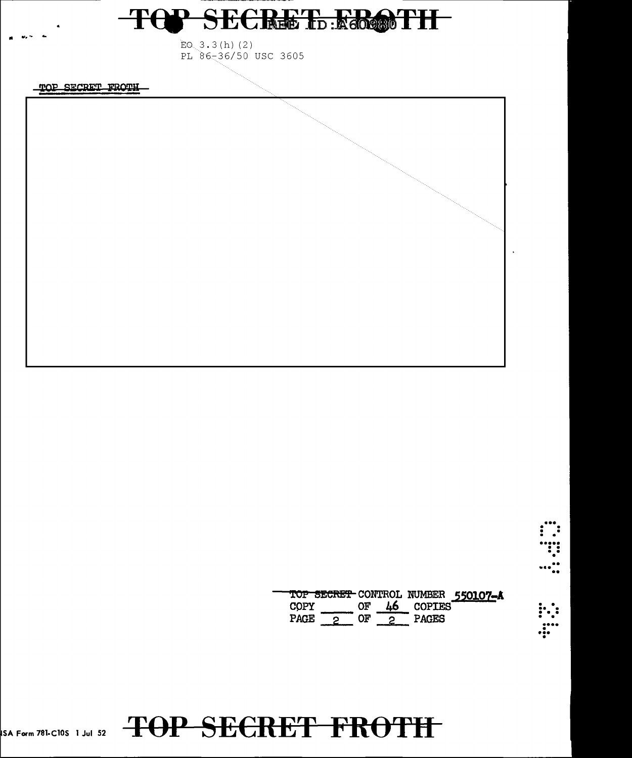EO 3.3(h)(2)
PL 86-36/50 USC 3605

TOP SECRET FROTH

TOP SECRET CONTROL NUMBER 550107-A
COPY ____ OF 46 COPIES
PAGE 2 OF 2 PAGES